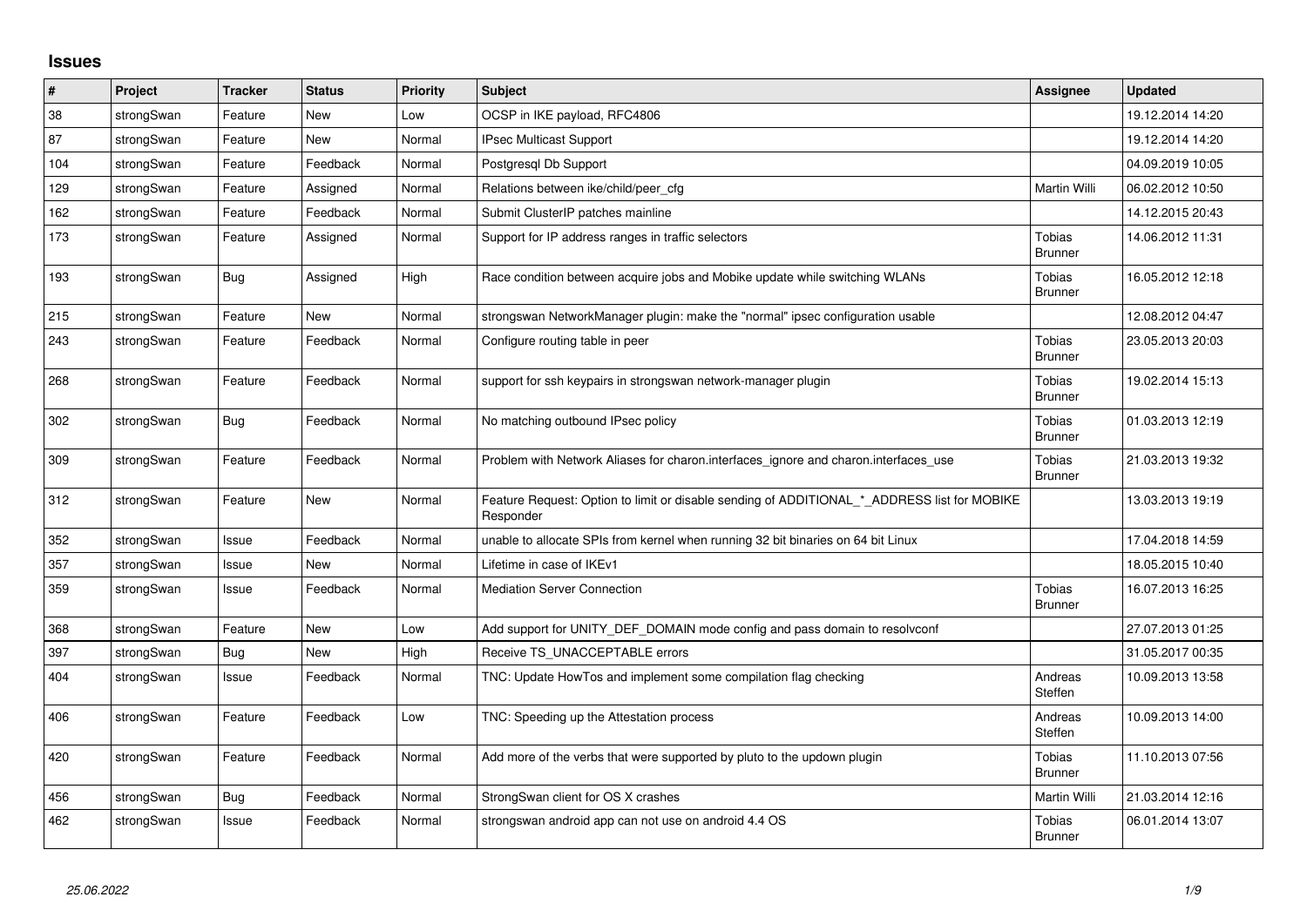# Issues

| # | Project | Tracker | Status | Priority | Subject | Assignee | Updated |
|---|---|---|---|---|---|---|---|
| 38 | strongSwan | Feature | New | Low | OCSP in IKE payload, RFC4806 | | 19.12.2014 14:20 |
| 87 | strongSwan | Feature | New | Normal | IPsec Multicast Support | | 19.12.2014 14:20 |
| 104 | strongSwan | Feature | Feedback | Normal | Postgresql Db Support | | 04.09.2019 10:05 |
| 129 | strongSwan | Feature | Assigned | Normal | Relations between ike/child/peer_cfg | Martin Willi | 06.02.2012 10:50 |
| 162 | strongSwan | Feature | Feedback | Normal | Submit ClusterIP patches mainline | | 14.12.2015 20:43 |
| 173 | strongSwan | Feature | Assigned | Normal | Support for IP address ranges in traffic selectors | Tobias Brunner | 14.06.2012 11:31 |
| 193 | strongSwan | Bug | Assigned | High | Race condition between acquire jobs and Mobike update while switching WLANs | Tobias Brunner | 16.05.2012 12:18 |
| 215 | strongSwan | Feature | New | Normal | strongswan NetworkManager plugin: make the "normal" ipsec configuration usable | | 12.08.2012 04:47 |
| 243 | strongSwan | Feature | Feedback | Normal | Configure routing table in peer | Tobias Brunner | 23.05.2013 20:03 |
| 268 | strongSwan | Feature | Feedback | Normal | support for ssh keypairs in strongswan network-manager plugin | Tobias Brunner | 19.02.2014 15:13 |
| 302 | strongSwan | Bug | Feedback | Normal | No matching outbound IPsec policy | Tobias Brunner | 01.03.2013 12:19 |
| 309 | strongSwan | Feature | Feedback | Normal | Problem with Network Aliases for charon.interfaces_ignore and charon.interfaces_use | Tobias Brunner | 21.03.2013 19:32 |
| 312 | strongSwan | Feature | New | Normal | Feature Request: Option to limit or disable sending of ADDITIONAL_*_ADDRESS list for MOBIKE Responder | | 13.03.2013 19:19 |
| 352 | strongSwan | Issue | Feedback | Normal | unable to allocate SPIs from kernel when running 32 bit binaries on 64 bit Linux | | 17.04.2018 14:59 |
| 357 | strongSwan | Issue | New | Normal | Lifetime in case of IKEv1 | | 18.05.2015 10:40 |
| 359 | strongSwan | Issue | Feedback | Normal | Mediation Server Connection | Tobias Brunner | 16.07.2013 16:25 |
| 368 | strongSwan | Feature | New | Low | Add support for UNITY_DEF_DOMAIN mode config and pass domain to resolvconf | | 27.07.2013 01:25 |
| 397 | strongSwan | Bug | New | High | Receive TS_UNACCEPTABLE errors | | 31.05.2017 00:35 |
| 404 | strongSwan | Issue | Feedback | Normal | TNC: Update HowTos and implement some compilation flag checking | Andreas Steffen | 10.09.2013 13:58 |
| 406 | strongSwan | Feature | Feedback | Low | TNC: Speeding up the Attestation process | Andreas Steffen | 10.09.2013 14:00 |
| 420 | strongSwan | Feature | Feedback | Normal | Add more of the verbs that were supported by pluto to the updown plugin | Tobias Brunner | 11.10.2013 07:56 |
| 456 | strongSwan | Bug | Feedback | Normal | StrongSwan client for OS X crashes | Martin Willi | 21.03.2014 12:16 |
| 462 | strongSwan | Issue | Feedback | Normal | strongswan android app can not use on android 4.4 OS | Tobias Brunner | 06.01.2014 13:07 |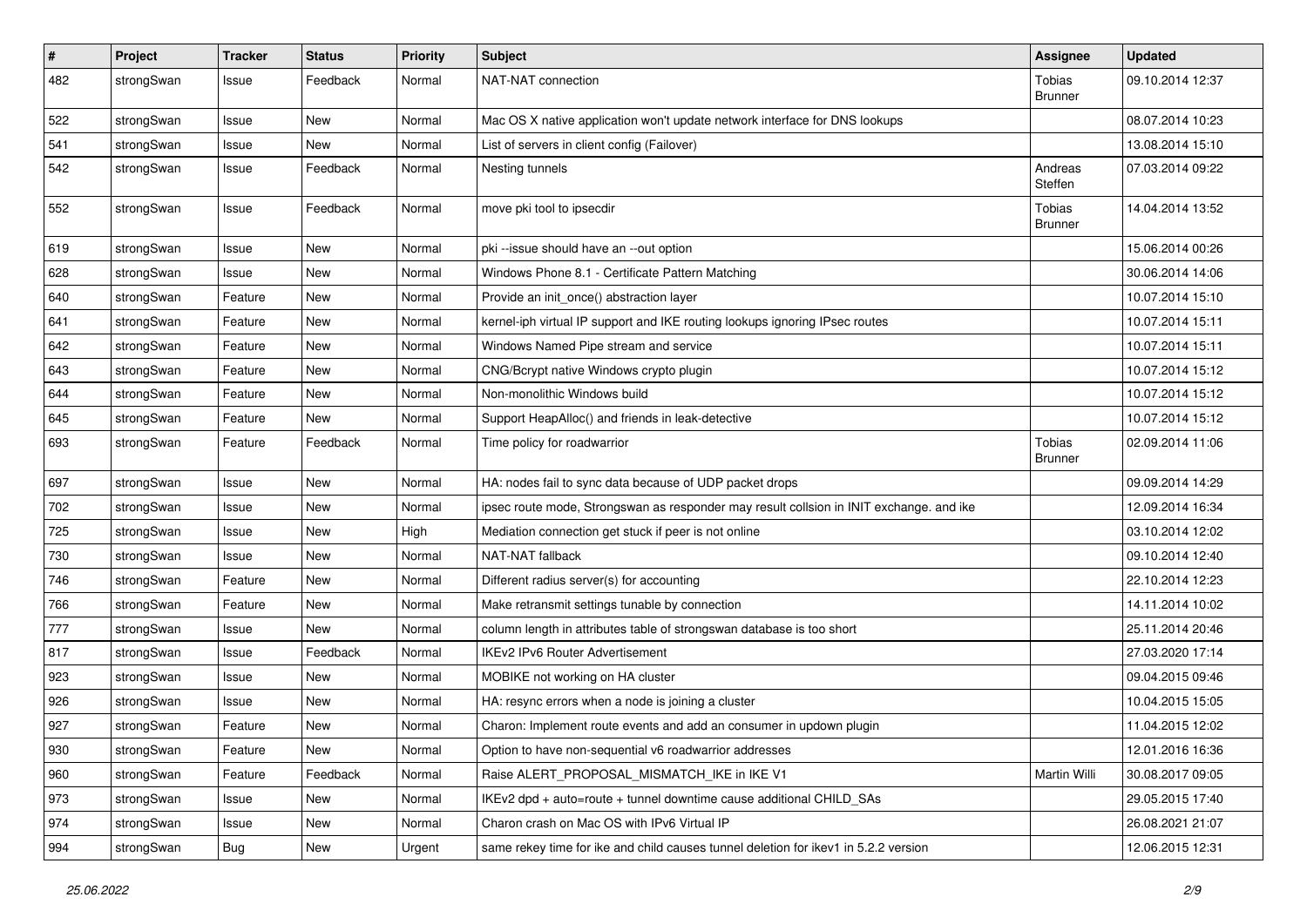| # | Project | Tracker | Status | Priority | Subject | Assignee | Updated |
|---|---|---|---|---|---|---|---|
| 482 | strongSwan | Issue | Feedback | Normal | NAT-NAT connection | Tobias Brunner | 09.10.2014 12:37 |
| 522 | strongSwan | Issue | New | Normal | Mac OS X native application won't update network interface for DNS lookups | | 08.07.2014 10:23 |
| 541 | strongSwan | Issue | New | Normal | List of servers in client config (Failover) | | 13.08.2014 15:10 |
| 542 | strongSwan | Issue | Feedback | Normal | Nesting tunnels | Andreas Steffen | 07.03.2014 09:22 |
| 552 | strongSwan | Issue | Feedback | Normal | move pki tool to ipsecdir | Tobias Brunner | 14.04.2014 13:52 |
| 619 | strongSwan | Issue | New | Normal | pki --issue should have an --out option | | 15.06.2014 00:26 |
| 628 | strongSwan | Issue | New | Normal | Windows Phone 8.1 - Certificate Pattern Matching | | 30.06.2014 14:06 |
| 640 | strongSwan | Feature | New | Normal | Provide an init_once() abstraction layer | | 10.07.2014 15:10 |
| 641 | strongSwan | Feature | New | Normal | kernel-iph virtual IP support and IKE routing lookups ignoring IPsec routes | | 10.07.2014 15:11 |
| 642 | strongSwan | Feature | New | Normal | Windows Named Pipe stream and service | | 10.07.2014 15:11 |
| 643 | strongSwan | Feature | New | Normal | CNG/Bcrypt native Windows crypto plugin | | 10.07.2014 15:12 |
| 644 | strongSwan | Feature | New | Normal | Non-monolithic Windows build | | 10.07.2014 15:12 |
| 645 | strongSwan | Feature | New | Normal | Support HeapAlloc() and friends in leak-detective | | 10.07.2014 15:12 |
| 693 | strongSwan | Feature | Feedback | Normal | Time policy for roadwarrior | Tobias Brunner | 02.09.2014 11:06 |
| 697 | strongSwan | Issue | New | Normal | HA: nodes fail to sync data because of UDP packet drops | | 09.09.2014 14:29 |
| 702 | strongSwan | Issue | New | Normal | ipsec route mode, Strongswan as responder may result collsion in INIT exchange. and ike | | 12.09.2014 16:34 |
| 725 | strongSwan | Issue | New | High | Mediation connection get stuck if peer is not online | | 03.10.2014 12:02 |
| 730 | strongSwan | Issue | New | Normal | NAT-NAT fallback | | 09.10.2014 12:40 |
| 746 | strongSwan | Feature | New | Normal | Different radius server(s) for accounting | | 22.10.2014 12:23 |
| 766 | strongSwan | Feature | New | Normal | Make retransmit settings tunable by connection | | 14.11.2014 10:02 |
| 777 | strongSwan | Issue | New | Normal | column length in attributes table of strongswan database is too short | | 25.11.2014 20:46 |
| 817 | strongSwan | Issue | Feedback | Normal | IKEv2 IPv6 Router Advertisement | | 27.03.2020 17:14 |
| 923 | strongSwan | Issue | New | Normal | MOBIKE not working on HA cluster | | 09.04.2015 09:46 |
| 926 | strongSwan | Issue | New | Normal | HA: resync errors when a node is joining a cluster | | 10.04.2015 15:05 |
| 927 | strongSwan | Feature | New | Normal | Charon: Implement route events and add an consumer in updown plugin | | 11.04.2015 12:02 |
| 930 | strongSwan | Feature | New | Normal | Option to have non-sequential v6 roadwarrior addresses | | 12.01.2016 16:36 |
| 960 | strongSwan | Feature | Feedback | Normal | Raise ALERT_PROPOSAL_MISMATCH_IKE in IKE V1 | Martin Willi | 30.08.2017 09:05 |
| 973 | strongSwan | Issue | New | Normal | IKEv2 dpd + auto=route + tunnel downtime cause additional CHILD_SAs | | 29.05.2015 17:40 |
| 974 | strongSwan | Issue | New | Normal | Charon crash on Mac OS with IPv6 Virtual IP | | 26.08.2021 21:07 |
| 994 | strongSwan | Bug | New | Urgent | same rekey time for ike and child causes tunnel deletion for ikev1 in 5.2.2 version | | 12.06.2015 12:31 |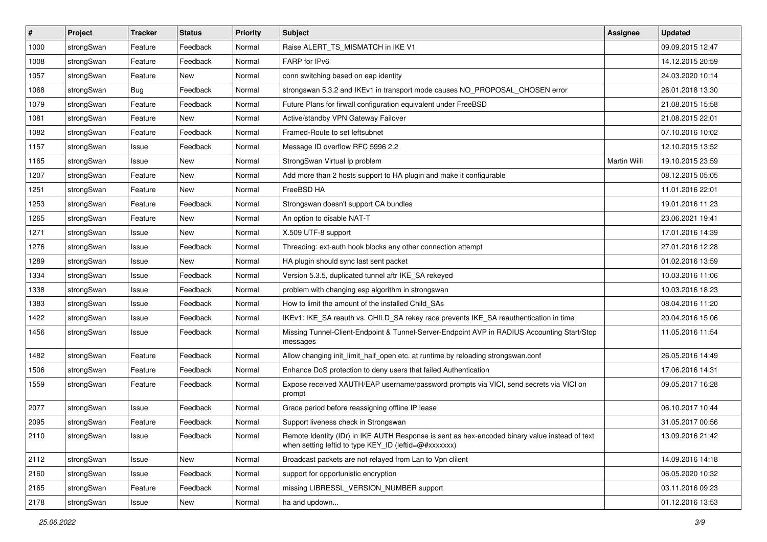| # | Project | Tracker | Status | Priority | Subject | Assignee | Updated |
|---|---|---|---|---|---|---|---|
| 1000 | strongSwan | Feature | Feedback | Normal | Raise ALERT_TS_MISMATCH in IKE V1 | | 09.09.2015 12:47 |
| 1008 | strongSwan | Feature | Feedback | Normal | FARP for IPv6 | | 14.12.2015 20:59 |
| 1057 | strongSwan | Feature | New | Normal | conn switching based on eap identity | | 24.03.2020 10:14 |
| 1068 | strongSwan | Bug | Feedback | Normal | strongswan 5.3.2 and IKEv1 in transport mode causes NO_PROPOSAL_CHOSEN error | | 26.01.2018 13:30 |
| 1079 | strongSwan | Feature | Feedback | Normal | Future Plans for firwall configuration equivalent under FreeBSD | | 21.08.2015 15:58 |
| 1081 | strongSwan | Feature | New | Normal | Active/standby VPN Gateway Failover | | 21.08.2015 22:01 |
| 1082 | strongSwan | Feature | Feedback | Normal | Framed-Route to set leftsubnet | | 07.10.2016 10:02 |
| 1157 | strongSwan | Issue | Feedback | Normal | Message ID overflow RFC 5996 2.2 | | 12.10.2015 13:52 |
| 1165 | strongSwan | Issue | New | Normal | StrongSwan Virtual Ip problem | Martin Willi | 19.10.2015 23:59 |
| 1207 | strongSwan | Feature | New | Normal | Add more than 2 hosts support to HA plugin and make it configurable | | 08.12.2015 05:05 |
| 1251 | strongSwan | Feature | New | Normal | FreeBSD HA | | 11.01.2016 22:01 |
| 1253 | strongSwan | Feature | Feedback | Normal | Strongswan doesn't support CA bundles | | 19.01.2016 11:23 |
| 1265 | strongSwan | Feature | New | Normal | An option to disable NAT-T | | 23.06.2021 19:41 |
| 1271 | strongSwan | Issue | New | Normal | X.509 UTF-8 support | | 17.01.2016 14:39 |
| 1276 | strongSwan | Issue | Feedback | Normal | Threading: ext-auth hook blocks any other connection attempt | | 27.01.2016 12:28 |
| 1289 | strongSwan | Issue | New | Normal | HA plugin should sync last sent packet | | 01.02.2016 13:59 |
| 1334 | strongSwan | Issue | Feedback | Normal | Version 5.3.5, duplicated tunnel aftr IKE_SA rekeyed | | 10.03.2016 11:06 |
| 1338 | strongSwan | Issue | Feedback | Normal | problem with changing esp algorithm in strongswan | | 10.03.2016 18:23 |
| 1383 | strongSwan | Issue | Feedback | Normal | How to limit the amount of the installed Child_SAs | | 08.04.2016 11:20 |
| 1422 | strongSwan | Issue | Feedback | Normal | IKEv1: IKE_SA reauth vs. CHILD_SA rekey race prevents IKE_SA reauthentication in time | | 20.04.2016 15:06 |
| 1456 | strongSwan | Issue | Feedback | Normal | Missing Tunnel-Client-Endpoint & Tunnel-Server-Endpoint AVP in RADIUS Accounting Start/Stop messages | | 11.05.2016 11:54 |
| 1482 | strongSwan | Feature | Feedback | Normal | Allow changing init_limit_half_open etc. at runtime by reloading strongswan.conf | | 26.05.2016 14:49 |
| 1506 | strongSwan | Feature | Feedback | Normal | Enhance DoS protection to deny users that failed Authentication | | 17.06.2016 14:31 |
| 1559 | strongSwan | Feature | Feedback | Normal | Expose received XAUTH/EAP username/password prompts via VICI, send secrets via VICI on prompt | | 09.05.2017 16:28 |
| 2077 | strongSwan | Issue | Feedback | Normal | Grace period before reassigning offline IP lease | | 06.10.2017 10:44 |
| 2095 | strongSwan | Feature | Feedback | Normal | Support liveness check in Strongswan | | 31.05.2017 00:56 |
| 2110 | strongSwan | Issue | Feedback | Normal | Remote Identity (IDr) in IKE AUTH Response is sent as hex-encoded binary value instead of text when setting leftid to type KEY_ID (leftid=@#xxxxxxx) | | 13.09.2016 21:42 |
| 2112 | strongSwan | Issue | New | Normal | Broadcast packets are not relayed from Lan to Vpn clilent | | 14.09.2016 14:18 |
| 2160 | strongSwan | Issue | Feedback | Normal | support for opportunistic encryption | | 06.05.2020 10:32 |
| 2165 | strongSwan | Feature | Feedback | Normal | missing LIBRESSL_VERSION_NUMBER support | | 03.11.2016 09:23 |
| 2178 | strongSwan | Issue | New | Normal | ha and updown... | | 01.12.2016 13:53 |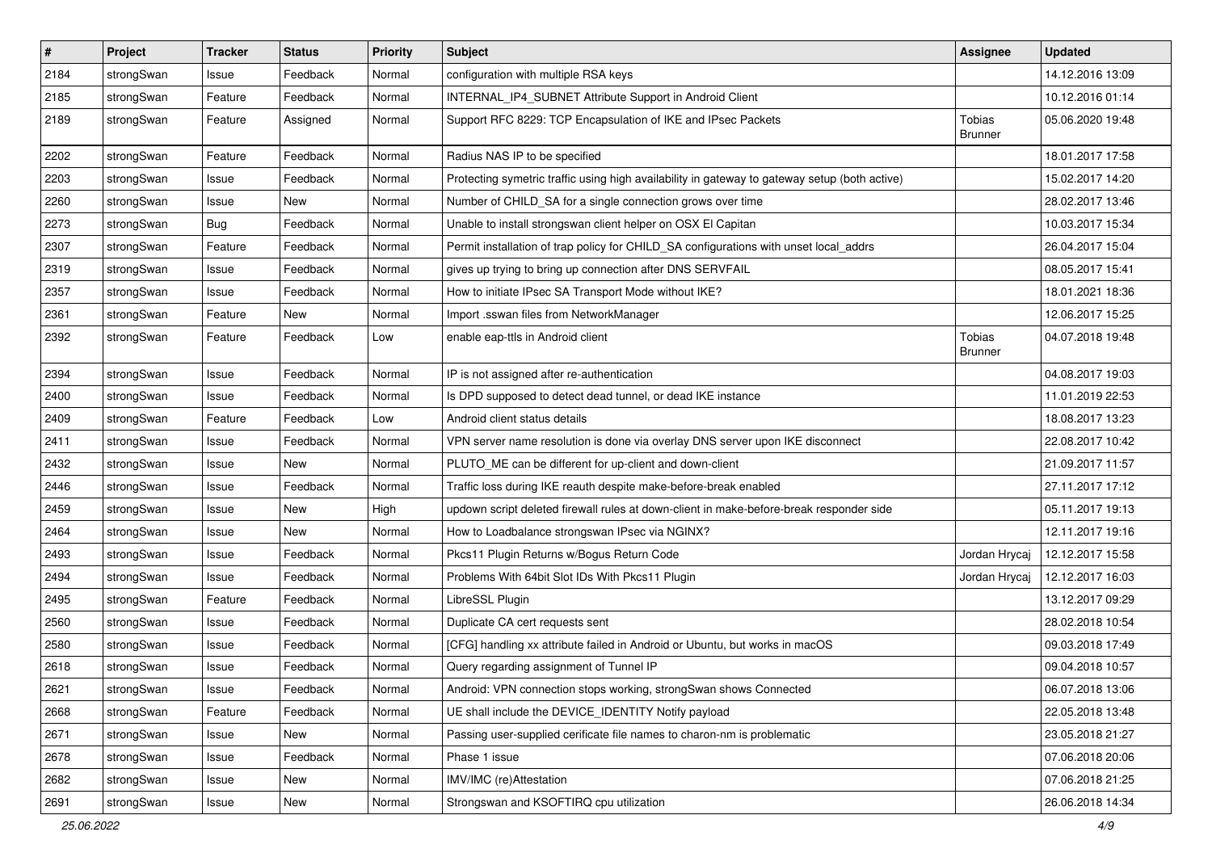| # | Project | Tracker | Status | Priority | Subject | Assignee | Updated |
|---|---|---|---|---|---|---|---|
| 2184 | strongSwan | Issue | Feedback | Normal | configuration with multiple RSA keys | | 14.12.2016 13:09 |
| 2185 | strongSwan | Feature | Feedback | Normal | INTERNAL_IP4_SUBNET Attribute Support in Android Client | | 10.12.2016 01:14 |
| 2189 | strongSwan | Feature | Assigned | Normal | Support RFC 8229: TCP Encapsulation of IKE and IPsec Packets | Tobias Brunner | 05.06.2020 19:48 |
| 2202 | strongSwan | Feature | Feedback | Normal | Radius NAS IP to be specified | | 18.01.2017 17:58 |
| 2203 | strongSwan | Issue | Feedback | Normal | Protecting symetric traffic using high availability in gateway to gateway setup (both active) | | 15.02.2017 14:20 |
| 2260 | strongSwan | Issue | New | Normal | Number of CHILD_SA for a single connection grows over time | | 28.02.2017 13:46 |
| 2273 | strongSwan | Bug | Feedback | Normal | Unable to install strongswan client helper on OSX El Capitan | | 10.03.2017 15:34 |
| 2307 | strongSwan | Feature | Feedback | Normal | Permit installation of trap policy for CHILD_SA configurations with unset local_addrs | | 26.04.2017 15:04 |
| 2319 | strongSwan | Issue | Feedback | Normal | gives up trying to bring up connection after DNS SERVFAIL | | 08.05.2017 15:41 |
| 2357 | strongSwan | Issue | Feedback | Normal | How to initiate IPsec SA Transport Mode without IKE? | | 18.01.2021 18:36 |
| 2361 | strongSwan | Feature | New | Normal | Import .sswan files from NetworkManager | | 12.06.2017 15:25 |
| 2392 | strongSwan | Feature | Feedback | Low | enable eap-ttls in Android client | Tobias Brunner | 04.07.2018 19:48 |
| 2394 | strongSwan | Issue | Feedback | Normal | IP is not assigned after re-authentication | | 04.08.2017 19:03 |
| 2400 | strongSwan | Issue | Feedback | Normal | Is DPD supposed to detect dead tunnel, or dead IKE instance | | 11.01.2019 22:53 |
| 2409 | strongSwan | Feature | Feedback | Low | Android client status details | | 18.08.2017 13:23 |
| 2411 | strongSwan | Issue | Feedback | Normal | VPN server name resolution is done via overlay DNS server upon IKE disconnect | | 22.08.2017 10:42 |
| 2432 | strongSwan | Issue | New | Normal | PLUTO_ME can be different for up-client and down-client | | 21.09.2017 11:57 |
| 2446 | strongSwan | Issue | Feedback | Normal | Traffic loss during IKE reauth despite make-before-break enabled | | 27.11.2017 17:12 |
| 2459 | strongSwan | Issue | New | High | updown script deleted firewall rules at down-client in make-before-break responder side | | 05.11.2017 19:13 |
| 2464 | strongSwan | Issue | New | Normal | How to Loadbalance strongswan IPsec via NGINX? | | 12.11.2017 19:16 |
| 2493 | strongSwan | Issue | Feedback | Normal | Pkcs11 Plugin Returns w/Bogus Return Code | Jordan Hrycaj | 12.12.2017 15:58 |
| 2494 | strongSwan | Issue | Feedback | Normal | Problems With 64bit Slot IDs With Pkcs11 Plugin | Jordan Hrycaj | 12.12.2017 16:03 |
| 2495 | strongSwan | Feature | Feedback | Normal | LibreSSL Plugin | | 13.12.2017 09:29 |
| 2560 | strongSwan | Issue | Feedback | Normal | Duplicate CA cert requests sent | | 28.02.2018 10:54 |
| 2580 | strongSwan | Issue | Feedback | Normal | [CFG] handling xx attribute failed in Android or Ubuntu, but works in macOS | | 09.03.2018 17:49 |
| 2618 | strongSwan | Issue | Feedback | Normal | Query regarding assignment of Tunnel IP | | 09.04.2018 10:57 |
| 2621 | strongSwan | Issue | Feedback | Normal | Android: VPN connection stops working, strongSwan shows Connected | | 06.07.2018 13:06 |
| 2668 | strongSwan | Feature | Feedback | Normal | UE shall include the DEVICE_IDENTITY Notify payload | | 22.05.2018 13:48 |
| 2671 | strongSwan | Issue | New | Normal | Passing user-supplied cerificate file names to charon-nm is problematic | | 23.05.2018 21:27 |
| 2678 | strongSwan | Issue | Feedback | Normal | Phase 1 issue | | 07.06.2018 20:06 |
| 2682 | strongSwan | Issue | New | Normal | IMV/IMC (re)Attestation | | 07.06.2018 21:25 |
| 2691 | strongSwan | Issue | New | Normal | Strongswan and KSOFTIRQ cpu utilization | | 26.06.2018 14:34 |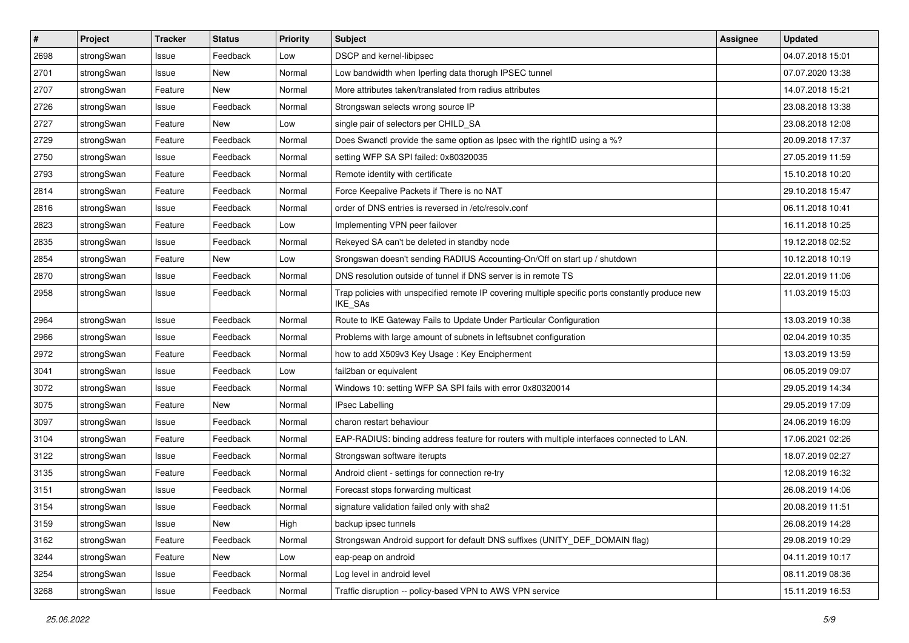| # | Project | Tracker | Status | Priority | Subject | Assignee | Updated |
| --- | --- | --- | --- | --- | --- | --- | --- |
| 2698 | strongSwan | Issue | Feedback | Low | DSCP and kernel-libipsec | | 04.07.2018 15:01 |
| 2701 | strongSwan | Issue | New | Normal | Low bandwidth when Iperfing data thorugh IPSEC tunnel | | 07.07.2020 13:38 |
| 2707 | strongSwan | Feature | New | Normal | More attributes taken/translated from radius attributes | | 14.07.2018 15:21 |
| 2726 | strongSwan | Issue | Feedback | Normal | Strongswan selects wrong source IP | | 23.08.2018 13:38 |
| 2727 | strongSwan | Feature | New | Low | single pair of selectors per CHILD_SA | | 23.08.2018 12:08 |
| 2729 | strongSwan | Feature | Feedback | Normal | Does Swanctl provide the same option as Ipsec with the rightID using a %? | | 20.09.2018 17:37 |
| 2750 | strongSwan | Issue | Feedback | Normal | setting WFP SA SPI failed: 0x80320035 | | 27.05.2019 11:59 |
| 2793 | strongSwan | Feature | Feedback | Normal | Remote identity with certificate | | 15.10.2018 10:20 |
| 2814 | strongSwan | Feature | Feedback | Normal | Force Keepalive Packets if There is no NAT | | 29.10.2018 15:47 |
| 2816 | strongSwan | Issue | Feedback | Normal | order of DNS entries is reversed in /etc/resolv.conf | | 06.11.2018 10:41 |
| 2823 | strongSwan | Feature | Feedback | Low | Implementing VPN peer failover | | 16.11.2018 10:25 |
| 2835 | strongSwan | Issue | Feedback | Normal | Rekeyed SA can't be deleted in standby node | | 19.12.2018 02:52 |
| 2854 | strongSwan | Feature | New | Low | Srongswan doesn't sending RADIUS Accounting-On/Off on start up / shutdown | | 10.12.2018 10:19 |
| 2870 | strongSwan | Issue | Feedback | Normal | DNS resolution outside of tunnel if DNS server is in remote TS | | 22.01.2019 11:06 |
| 2958 | strongSwan | Issue | Feedback | Normal | Trap policies with unspecified remote IP covering multiple specific ports constantly produce new IKE_SAs | | 11.03.2019 15:03 |
| 2964 | strongSwan | Issue | Feedback | Normal | Route to IKE Gateway Fails to Update Under Particular Configuration | | 13.03.2019 10:38 |
| 2966 | strongSwan | Issue | Feedback | Normal | Problems with large amount of subnets in leftsubnet configuration | | 02.04.2019 10:35 |
| 2972 | strongSwan | Feature | Feedback | Normal | how to add X509v3 Key Usage : Key Encipherment | | 13.03.2019 13:59 |
| 3041 | strongSwan | Issue | Feedback | Low | fail2ban or equivalent | | 06.05.2019 09:07 |
| 3072 | strongSwan | Issue | Feedback | Normal | Windows 10: setting WFP SA SPI fails with error 0x80320014 | | 29.05.2019 14:34 |
| 3075 | strongSwan | Feature | New | Normal | IPsec Labelling | | 29.05.2019 17:09 |
| 3097 | strongSwan | Issue | Feedback | Normal | charon restart behaviour | | 24.06.2019 16:09 |
| 3104 | strongSwan | Feature | Feedback | Normal | EAP-RADIUS: binding address feature for routers with multiple interfaces connected to LAN. | | 17.06.2021 02:26 |
| 3122 | strongSwan | Issue | Feedback | Normal | Strongswan software iterupts | | 18.07.2019 02:27 |
| 3135 | strongSwan | Feature | Feedback | Normal | Android client - settings for connection re-try | | 12.08.2019 16:32 |
| 3151 | strongSwan | Issue | Feedback | Normal | Forecast stops forwarding multicast | | 26.08.2019 14:06 |
| 3154 | strongSwan | Issue | Feedback | Normal | signature validation failed only with sha2 | | 20.08.2019 11:51 |
| 3159 | strongSwan | Issue | New | High | backup ipsec tunnels | | 26.08.2019 14:28 |
| 3162 | strongSwan | Feature | Feedback | Normal | Strongswan Android support for default DNS suffixes (UNITY_DEF_DOMAIN flag) | | 29.08.2019 10:29 |
| 3244 | strongSwan | Feature | New | Low | eap-peap on android | | 04.11.2019 10:17 |
| 3254 | strongSwan | Issue | Feedback | Normal | Log level in android level | | 08.11.2019 08:36 |
| 3268 | strongSwan | Issue | Feedback | Normal | Traffic disruption -- policy-based VPN to AWS VPN service | | 15.11.2019 16:53 |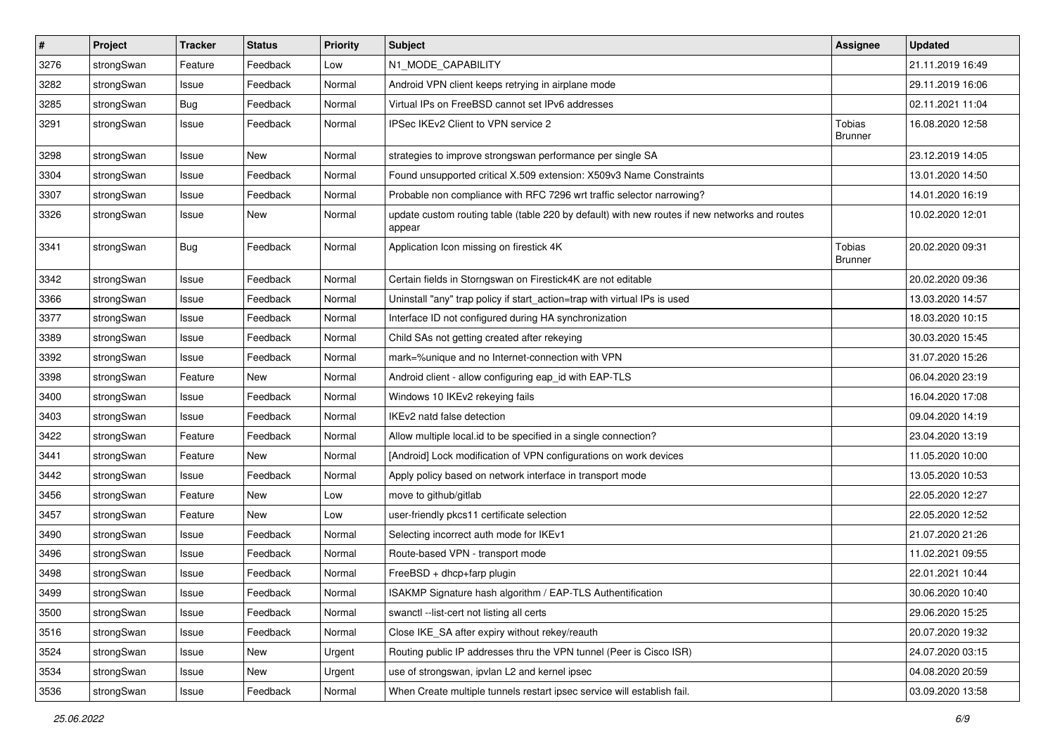| # | Project | Tracker | Status | Priority | Subject | Assignee | Updated |
|---|---|---|---|---|---|---|---|
| 3276 | strongSwan | Feature | Feedback | Low | N1_MODE_CAPABILITY | | 21.11.2019 16:49 |
| 3282 | strongSwan | Issue | Feedback | Normal | Android VPN client keeps retrying in airplane mode | | 29.11.2019 16:06 |
| 3285 | strongSwan | Bug | Feedback | Normal | Virtual IPs on FreeBSD cannot set IPv6 addresses | | 02.11.2021 11:04 |
| 3291 | strongSwan | Issue | Feedback | Normal | IPSec IKEv2 Client to VPN service 2 | Tobias Brunner | 16.08.2020 12:58 |
| 3298 | strongSwan | Issue | New | Normal | strategies to improve strongswan performance per single SA | | 23.12.2019 14:05 |
| 3304 | strongSwan | Issue | Feedback | Normal | Found unsupported critical X.509 extension: X509v3 Name Constraints | | 13.01.2020 14:50 |
| 3307 | strongSwan | Issue | Feedback | Normal | Probable non compliance with RFC 7296 wrt traffic selector narrowing? | | 14.01.2020 16:19 |
| 3326 | strongSwan | Issue | New | Normal | update custom routing table (table 220 by default) with new routes if new networks and routes appear | | 10.02.2020 12:01 |
| 3341 | strongSwan | Bug | Feedback | Normal | Application Icon missing on firestick 4K | Tobias Brunner | 20.02.2020 09:31 |
| 3342 | strongSwan | Issue | Feedback | Normal | Certain fields in Storngswan on Firestick4K are not editable | | 20.02.2020 09:36 |
| 3366 | strongSwan | Issue | Feedback | Normal | Uninstall "any" trap policy if start_action=trap with virtual IPs is used | | 13.03.2020 14:57 |
| 3377 | strongSwan | Issue | Feedback | Normal | Interface ID not configured during HA synchronization | | 18.03.2020 10:15 |
| 3389 | strongSwan | Issue | Feedback | Normal | Child SAs not getting created after rekeying | | 30.03.2020 15:45 |
| 3392 | strongSwan | Issue | Feedback | Normal | mark=%unique and no Internet-connection with VPN | | 31.07.2020 15:26 |
| 3398 | strongSwan | Feature | New | Normal | Android client - allow configuring eap_id with EAP-TLS | | 06.04.2020 23:19 |
| 3400 | strongSwan | Issue | Feedback | Normal | Windows 10 IKEv2 rekeying fails | | 16.04.2020 17:08 |
| 3403 | strongSwan | Issue | Feedback | Normal | IKEv2 natd false detection | | 09.04.2020 14:19 |
| 3422 | strongSwan | Feature | Feedback | Normal | Allow multiple local.id to be specified in a single connection? | | 23.04.2020 13:19 |
| 3441 | strongSwan | Feature | New | Normal | [Android] Lock modification of VPN configurations on work devices | | 11.05.2020 10:00 |
| 3442 | strongSwan | Issue | Feedback | Normal | Apply policy based on network interface in transport mode | | 13.05.2020 10:53 |
| 3456 | strongSwan | Feature | New | Low | move to github/gitlab | | 22.05.2020 12:27 |
| 3457 | strongSwan | Feature | New | Low | user-friendly pkcs11 certificate selection | | 22.05.2020 12:52 |
| 3490 | strongSwan | Issue | Feedback | Normal | Selecting incorrect auth mode for IKEv1 | | 21.07.2020 21:26 |
| 3496 | strongSwan | Issue | Feedback | Normal | Route-based VPN - transport mode | | 11.02.2021 09:55 |
| 3498 | strongSwan | Issue | Feedback | Normal | FreeBSD + dhcp+farp plugin | | 22.01.2021 10:44 |
| 3499 | strongSwan | Issue | Feedback | Normal | ISAKMP Signature hash algorithm / EAP-TLS Authentification | | 30.06.2020 10:40 |
| 3500 | strongSwan | Issue | Feedback | Normal | swanctl --list-cert not listing all certs | | 29.06.2020 15:25 |
| 3516 | strongSwan | Issue | Feedback | Normal | Close IKE_SA after expiry without rekey/reauth | | 20.07.2020 19:32 |
| 3524 | strongSwan | Issue | New | Urgent | Routing public IP addresses thru the VPN tunnel (Peer is Cisco ISR) | | 24.07.2020 03:15 |
| 3534 | strongSwan | Issue | New | Urgent | use of strongswan, ipvlan L2 and kernel ipsec | | 04.08.2020 20:59 |
| 3536 | strongSwan | Issue | Feedback | Normal | When Create multiple tunnels restart ipsec service will establish fail. | | 03.09.2020 13:58 |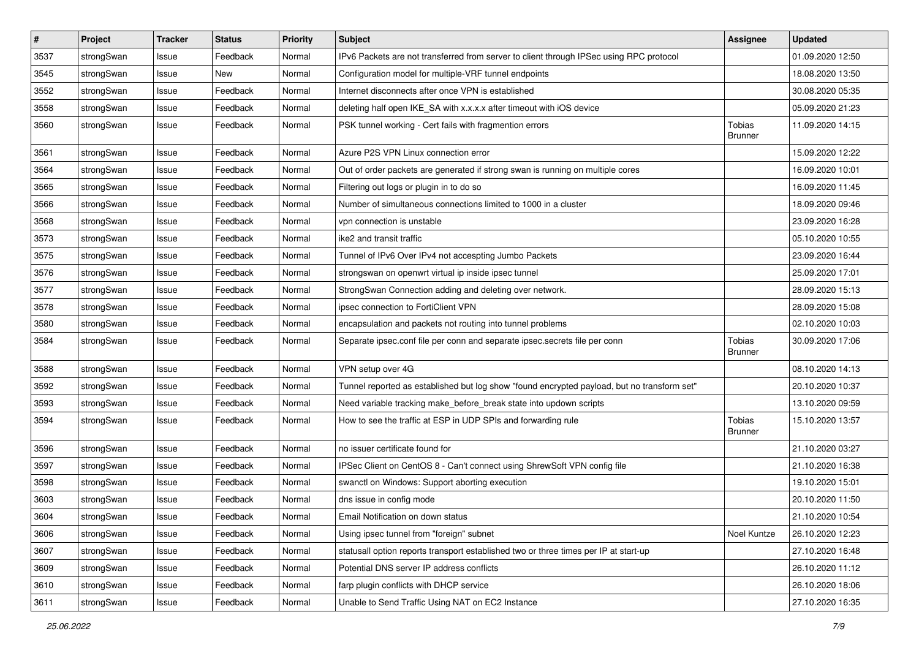| # | Project | Tracker | Status | Priority | Subject | Assignee | Updated |
|---|---|---|---|---|---|---|---|
| 3537 | strongSwan | Issue | Feedback | Normal | IPv6 Packets are not transferred from server to client through IPSec using RPC protocol | | 01.09.2020 12:50 |
| 3545 | strongSwan | Issue | New | Normal | Configuration model for multiple-VRF tunnel endpoints | | 18.08.2020 13:50 |
| 3552 | strongSwan | Issue | Feedback | Normal | Internet disconnects after once VPN is established | | 30.08.2020 05:35 |
| 3558 | strongSwan | Issue | Feedback | Normal | deleting half open IKE_SA with x.x.x.x after timeout with iOS device | | 05.09.2020 21:23 |
| 3560 | strongSwan | Issue | Feedback | Normal | PSK tunnel working - Cert fails with fragmention errors | Tobias Brunner | 11.09.2020 14:15 |
| 3561 | strongSwan | Issue | Feedback | Normal | Azure P2S VPN Linux connection error | | 15.09.2020 12:22 |
| 3564 | strongSwan | Issue | Feedback | Normal | Out of order packets are generated if strong swan is running on multiple cores | | 16.09.2020 10:01 |
| 3565 | strongSwan | Issue | Feedback | Normal | Filtering out logs or plugin in to do so | | 16.09.2020 11:45 |
| 3566 | strongSwan | Issue | Feedback | Normal | Number of simultaneous connections limited to 1000 in a cluster | | 18.09.2020 09:46 |
| 3568 | strongSwan | Issue | Feedback | Normal | vpn connection is unstable | | 23.09.2020 16:28 |
| 3573 | strongSwan | Issue | Feedback | Normal | ike2 and transit traffic | | 05.10.2020 10:55 |
| 3575 | strongSwan | Issue | Feedback | Normal | Tunnel of IPv6 Over IPv4 not accespting Jumbo Packets | | 23.09.2020 16:44 |
| 3576 | strongSwan | Issue | Feedback | Normal | strongswan on openwrt virtual ip inside ipsec tunnel | | 25.09.2020 17:01 |
| 3577 | strongSwan | Issue | Feedback | Normal | StrongSwan Connection adding and deleting over network. | | 28.09.2020 15:13 |
| 3578 | strongSwan | Issue | Feedback | Normal | ipsec connection to FortiClient VPN | | 28.09.2020 15:08 |
| 3580 | strongSwan | Issue | Feedback | Normal | encapsulation and packets not routing into tunnel problems | | 02.10.2020 10:03 |
| 3584 | strongSwan | Issue | Feedback | Normal | Separate ipsec.conf file per conn and separate ipsec.secrets file per conn | Tobias Brunner | 30.09.2020 17:06 |
| 3588 | strongSwan | Issue | Feedback | Normal | VPN setup over 4G | | 08.10.2020 14:13 |
| 3592 | strongSwan | Issue | Feedback | Normal | Tunnel reported as established but log show "found encrypted payload, but no transform set" | | 20.10.2020 10:37 |
| 3593 | strongSwan | Issue | Feedback | Normal | Need variable tracking make_before_break state into updown scripts | | 13.10.2020 09:59 |
| 3594 | strongSwan | Issue | Feedback | Normal | How to see the traffic at ESP in UDP SPIs and forwarding rule | Tobias Brunner | 15.10.2020 13:57 |
| 3596 | strongSwan | Issue | Feedback | Normal | no issuer certificate found for | | 21.10.2020 03:27 |
| 3597 | strongSwan | Issue | Feedback | Normal | IPSec Client on CentOS 8 - Can't connect using ShrewSoft VPN config file | | 21.10.2020 16:38 |
| 3598 | strongSwan | Issue | Feedback | Normal | swanctl on Windows: Support aborting execution | | 19.10.2020 15:01 |
| 3603 | strongSwan | Issue | Feedback | Normal | dns issue in config mode | | 20.10.2020 11:50 |
| 3604 | strongSwan | Issue | Feedback | Normal | Email Notification on down status | | 21.10.2020 10:54 |
| 3606 | strongSwan | Issue | Feedback | Normal | Using ipsec tunnel from "foreign" subnet | Noel Kuntze | 26.10.2020 12:23 |
| 3607 | strongSwan | Issue | Feedback | Normal | statusall option reports transport established two or three times per IP at start-up | | 27.10.2020 16:48 |
| 3609 | strongSwan | Issue | Feedback | Normal | Potential DNS server IP address conflicts | | 26.10.2020 11:12 |
| 3610 | strongSwan | Issue | Feedback | Normal | farp plugin conflicts with DHCP service | | 26.10.2020 18:06 |
| 3611 | strongSwan | Issue | Feedback | Normal | Unable to Send Traffic Using NAT on EC2 Instance | | 27.10.2020 16:35 |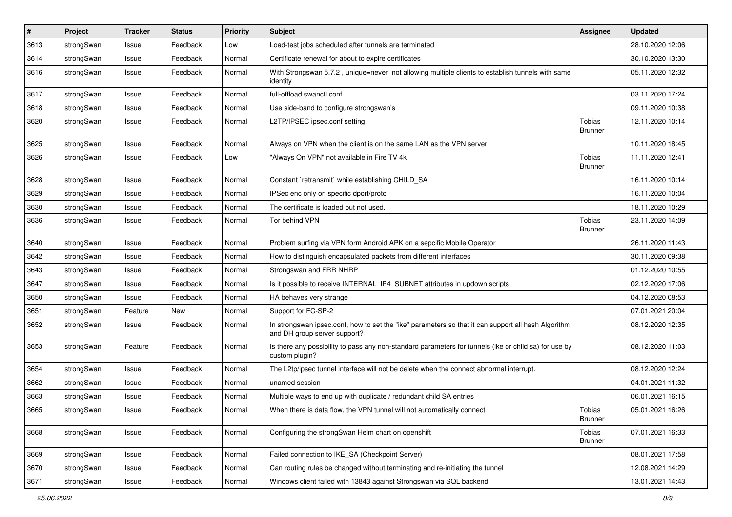| # | Project | Tracker | Status | Priority | Subject | Assignee | Updated |
|---|---|---|---|---|---|---|---|
| 3613 | strongSwan | Issue | Feedback | Low | Load-test jobs scheduled after tunnels are terminated | | 28.10.2020 12:06 |
| 3614 | strongSwan | Issue | Feedback | Normal | Certificate renewal for about to expire certificates | | 30.10.2020 13:30 |
| 3616 | strongSwan | Issue | Feedback | Normal | With Strongswan 5.7.2 , unique=never not allowing multiple clients to establish tunnels with same identity | | 05.11.2020 12:32 |
| 3617 | strongSwan | Issue | Feedback | Normal | full-offload swanctl.conf | | 03.11.2020 17:24 |
| 3618 | strongSwan | Issue | Feedback | Normal | Use side-band to configure strongswan's | | 09.11.2020 10:38 |
| 3620 | strongSwan | Issue | Feedback | Normal | L2TP/IPSEC ipsec.conf setting | Tobias Brunner | 12.11.2020 10:14 |
| 3625 | strongSwan | Issue | Feedback | Normal | Always on VPN when the client is on the same LAN as the VPN server | | 10.11.2020 18:45 |
| 3626 | strongSwan | Issue | Feedback | Low | "Always On VPN" not available in Fire TV 4k | Tobias Brunner | 11.11.2020 12:41 |
| 3628 | strongSwan | Issue | Feedback | Normal | Constant `retransmit` while establishing CHILD_SA | | 16.11.2020 10:14 |
| 3629 | strongSwan | Issue | Feedback | Normal | IPSec enc only on specific dport/proto | | 16.11.2020 10:04 |
| 3630 | strongSwan | Issue | Feedback | Normal | The certificate is loaded but not used. | | 18.11.2020 10:29 |
| 3636 | strongSwan | Issue | Feedback | Normal | Tor behind VPN | Tobias Brunner | 23.11.2020 14:09 |
| 3640 | strongSwan | Issue | Feedback | Normal | Problem surfing via VPN form Android APK on a sepcific Mobile Operator | | 26.11.2020 11:43 |
| 3642 | strongSwan | Issue | Feedback | Normal | How to distinguish encapsulated packets from different interfaces | | 30.11.2020 09:38 |
| 3643 | strongSwan | Issue | Feedback | Normal | Strongswan and FRR NHRP | | 01.12.2020 10:55 |
| 3647 | strongSwan | Issue | Feedback | Normal | Is it possible to receive INTERNAL_IP4_SUBNET attributes in updown scripts | | 02.12.2020 17:06 |
| 3650 | strongSwan | Issue | Feedback | Normal | HA behaves very strange | | 04.12.2020 08:53 |
| 3651 | strongSwan | Feature | New | Normal | Support for FC-SP-2 | | 07.01.2021 20:04 |
| 3652 | strongSwan | Issue | Feedback | Normal | In strongswan ipsec.conf, how to set the "ike" parameters so that it can support all hash Algorithm and DH group server support? | | 08.12.2020 12:35 |
| 3653 | strongSwan | Feature | Feedback | Normal | Is there any possibility to pass any non-standard parameters for tunnels (ike or child sa) for use by custom plugin? | | 08.12.2020 11:03 |
| 3654 | strongSwan | Issue | Feedback | Normal | The L2tp/ipsec tunnel interface will not be delete when the connect abnormal interrupt. | | 08.12.2020 12:24 |
| 3662 | strongSwan | Issue | Feedback | Normal | unamed session | | 04.01.2021 11:32 |
| 3663 | strongSwan | Issue | Feedback | Normal | Multiple ways to end up with duplicate / redundant child SA entries | | 06.01.2021 16:15 |
| 3665 | strongSwan | Issue | Feedback | Normal | When there is data flow, the VPN tunnel will not automatically connect | Tobias Brunner | 05.01.2021 16:26 |
| 3668 | strongSwan | Issue | Feedback | Normal | Configuring the strongSwan Helm chart on openshift | Tobias Brunner | 07.01.2021 16:33 |
| 3669 | strongSwan | Issue | Feedback | Normal | Failed connection to IKE_SA (Checkpoint Server) | | 08.01.2021 17:58 |
| 3670 | strongSwan | Issue | Feedback | Normal | Can routing rules be changed without terminating and re-initiating the tunnel | | 12.08.2021 14:29 |
| 3671 | strongSwan | Issue | Feedback | Normal | Windows client failed with 13843 against Strongswan via SQL backend | | 13.01.2021 14:43 |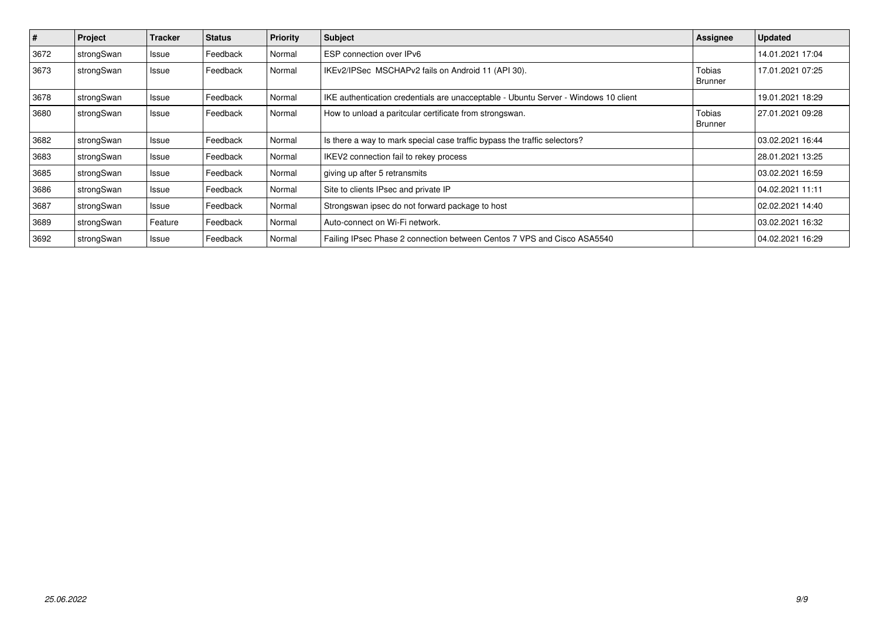| # | Project | Tracker | Status | Priority | Subject | Assignee | Updated |
|---|---|---|---|---|---|---|---|
| 3672 | strongSwan | Issue | Feedback | Normal | ESP connection over IPv6 | | 14.01.2021 17:04 |
| 3673 | strongSwan | Issue | Feedback | Normal | IKEv2/IPSec  MSCHAPv2 fails on Android 11 (API 30). | Tobias Brunner | 17.01.2021 07:25 |
| 3678 | strongSwan | Issue | Feedback | Normal | IKE authentication credentials are unacceptable - Ubuntu Server - Windows 10 client | | 19.01.2021 18:29 |
| 3680 | strongSwan | Issue | Feedback | Normal | How to unload a paritcular certificate from strongswan. | Tobias Brunner | 27.01.2021 09:28 |
| 3682 | strongSwan | Issue | Feedback | Normal | Is there a way to mark special case traffic bypass the traffic selectors? | | 03.02.2021 16:44 |
| 3683 | strongSwan | Issue | Feedback | Normal | IKEV2 connection fail to rekey process | | 28.01.2021 13:25 |
| 3685 | strongSwan | Issue | Feedback | Normal | giving up after 5 retransmits | | 03.02.2021 16:59 |
| 3686 | strongSwan | Issue | Feedback | Normal | Site to clients IPsec and private IP | | 04.02.2021 11:11 |
| 3687 | strongSwan | Issue | Feedback | Normal | Strongswan ipsec do not forward package to host | | 02.02.2021 14:40 |
| 3689 | strongSwan | Feature | Feedback | Normal | Auto-connect on Wi-Fi network. | | 03.02.2021 16:32 |
| 3692 | strongSwan | Issue | Feedback | Normal | Failing IPsec Phase 2 connection between Centos 7 VPS and Cisco ASA5540 | | 04.02.2021 16:29 |

*25.06.2022*